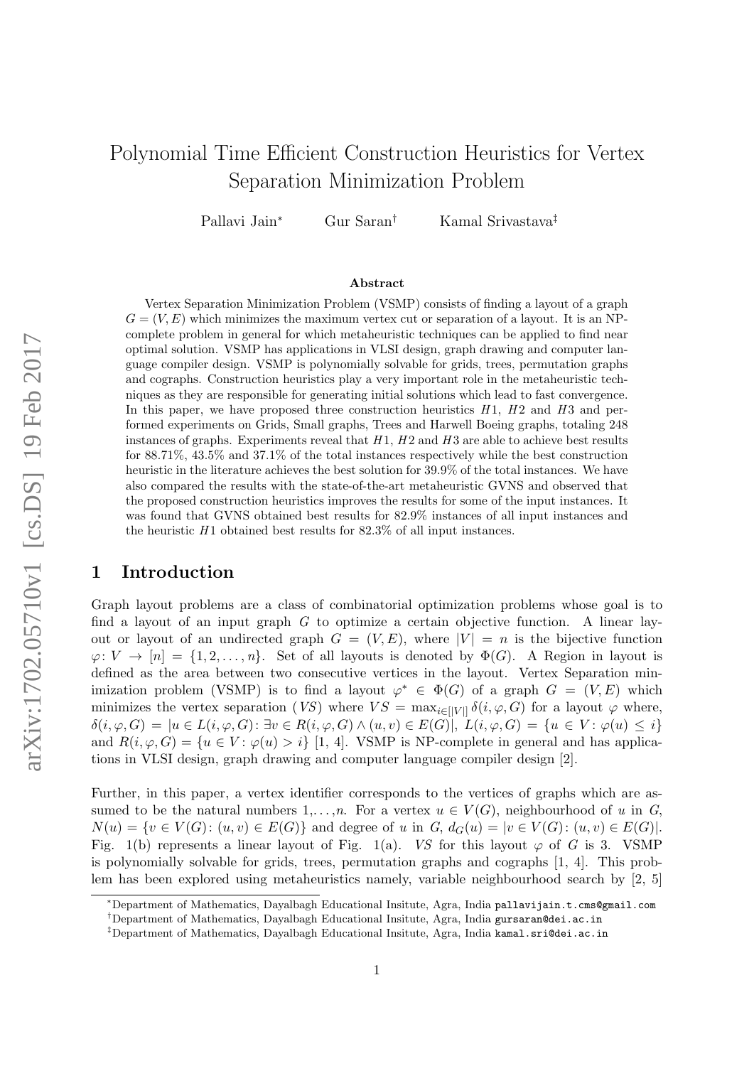# Polynomial Time Efficient Construction Heuristics for Vertex Separation Minimization Problem

Pallavi Jain[*] Gur Saran[†] Kamal Srivastava[‡]

### Abstract

Vertex Separation Minimization Problem (VSMP) consists of finding a layout of a graph $G = (V, E)$ which minimizes the maximum vertex cut or separation of a layout. It is an NP-complete problem in general for which metaheuristic techniques can be applied to find near optimal solution. VSMP has applications in VLSI design, graph drawing and computer language compiler design. VSMP is polynomially solvable for grids, trees, permutation graphs and cographs. Construction heuristics play a very important role in the metaheuristic techniques as they are responsible for generating initial solutions which lead to fast convergence. In this paper, we have proposed three construction heuristics $H1$, $H2$ and $H3$ and performed experiments on Grids, Small graphs, Trees and Harwell Boeing graphs, totaling 248 instances of graphs. Experiments reveal that $H1$, $H2$ and $H3$ are able to achieve best results for 88.71%, 43.5% and 37.1% of the total instances respectively while the best construction heuristic in the literature achieves the best solution for 39.9% of the total instances. We have also compared the results with the state-of-the-art metaheuristic GVNS and observed that the proposed construction heuristics improves the results for some of the input instances. It was found that GVNS obtained best results for 82.9% instances of all input instances and the heuristic $H1$ obtained best results for 82.3% of all input instances.

## 1 Introduction

Graph layout problems are a class of combinatorial optimization problems whose goal is to find a layout of an input graph $G$ to optimize a certain objective function. A linear layout or layout of an undirected graph $G = (V, E)$, where $|V| = n$ is the bijective function $\varphi\colon V \to [n] = \{1, 2, \ldots, n\}$. Set of all layouts is denoted by $\Phi(G)$. A Region in layout is defined as the area between two consecutive vertices in the layout. Vertex Separation minimization problem (VSMP) is to find a layout $\varphi^* \in \Phi(G)$ of a graph $G = (V, E)$ which minimizes the vertex separation ($VS$) where $VS = \max_{i \in [|V|]} \delta(i, \varphi, G)$ for a layout $\varphi$ where, $\delta(i, \varphi, G) = |u \in L(i, \varphi, G) \colon \exists v \in R(i, \varphi, G) \wedge (u, v) \in E(G)|$, $L(i, \varphi, G) = \{u \in V \colon \varphi(u) \leq i\}$ and $R(i, \varphi, G) = \{u \in V \colon \varphi(u) > i\}$ [1, 4]. VSMP is NP-complete in general and has applications in VLSI design, graph drawing and computer language compiler design [2].

Further, in this paper, a vertex identifier corresponds to the vertices of graphs which are assumed to be the natural numbers $1, \ldots, n$. For a vertex $u \in V(G)$, neighbourhood of $u$ in $G$, $N(u) = \{v \in V(G) \colon (u, v) \in E(G)\}$ and degree of $u$ in $G$, $d_G(u) = |v \in V(G) \colon (u, v) \in E(G)|$. Fig. 1(b) represents a linear layout of Fig. 1(a). $VS$ for this layout $\varphi$ of $G$ is 3. VSMP is polynomially solvable for grids, trees, permutation graphs and cographs [1, 4]. This problem has been explored using metaheuristics namely, variable neighbourhood search by [2, 5]

[*]Department of Mathematics, Dayalbagh Educational Insitute, Agra, India pallavijain.t.cms@gmail.com

[†]Department of Mathematics, Dayalbagh Educational Insitute, Agra, India gursaran@dei.ac.in

[‡]Department of Mathematics, Dayalbagh Educational Insitute, Agra, India kamal.sri@dei.ac.in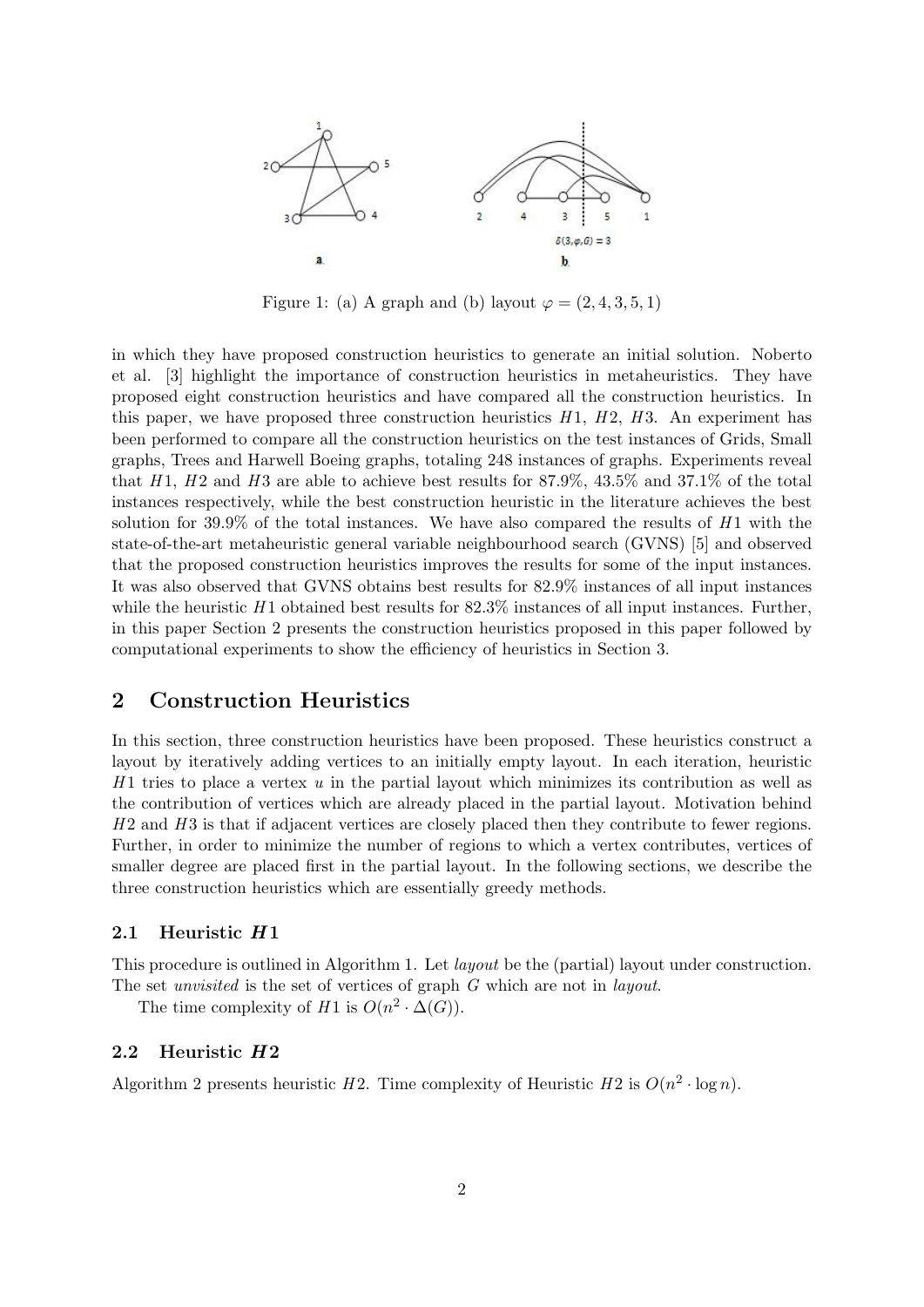Figure 1: (a) A graph and (b) layout $\varphi = (2, 4, 3, 5, 1)$

in which they have proposed construction heuristics to generate an initial solution. Noberto et al. [3] highlight the importance of construction heuristics in metaheuristics. They have proposed eight construction heuristics and have compared all the construction heuristics. In this paper, we have proposed three construction heuristics $H1$, $H2$, $H3$. An experiment has been performed to compare all the construction heuristics on the test instances of Grids, Small graphs, Trees and Harwell Boeing graphs, totaling 248 instances of graphs. Experiments reveal that $H1$, $H2$ and $H3$ are able to achieve best results for 87.9%, 43.5% and 37.1% of the total instances respectively, while the best construction heuristic in the literature achieves the best solution for 39.9% of the total instances. We have also compared the results of $H1$ with the state-of-the-art metaheuristic general variable neighbourhood search (GVNS) [5] and observed that the proposed construction heuristics improves the results for some of the input instances. It was also observed that GVNS obtains best results for 82.9% instances of all input instances while the heuristic $H1$ obtained best results for 82.3% instances of all input instances. Further, in this paper Section 2 presents the construction heuristics proposed in this paper followed by computational experiments to show the efficiency of heuristics in Section 3.

## 2 Construction Heuristics

In this section, three construction heuristics have been proposed. These heuristics construct a layout by iteratively adding vertices to an initially empty layout. In each iteration, heuristic $H1$ tries to place a vertex $u$ in the partial layout which minimizes its contribution as well as the contribution of vertices which are already placed in the partial layout. Motivation behind $H2$ and $H3$ is that if adjacent vertices are closely placed then they contribute to fewer regions. Further, in order to minimize the number of regions to which a vertex contributes, vertices of smaller degree are placed first in the partial layout. In the following sections, we describe the three construction heuristics which are essentially greedy methods.

### 2.1 Heuristic $H1$

This procedure is outlined in Algorithm 1. Let *layout* be the (partial) layout under construction. The set *unvisited* is the set of vertices of graph $G$ which are not in *layout*.

The time complexity of $H1$ is $O(n^2 \cdot \Delta(G))$.

### 2.2 Heuristic $H2$

Algorithm 2 presents heuristic $H2$. Time complexity of Heuristic $H2$ is $O(n^2 \cdot \log n)$.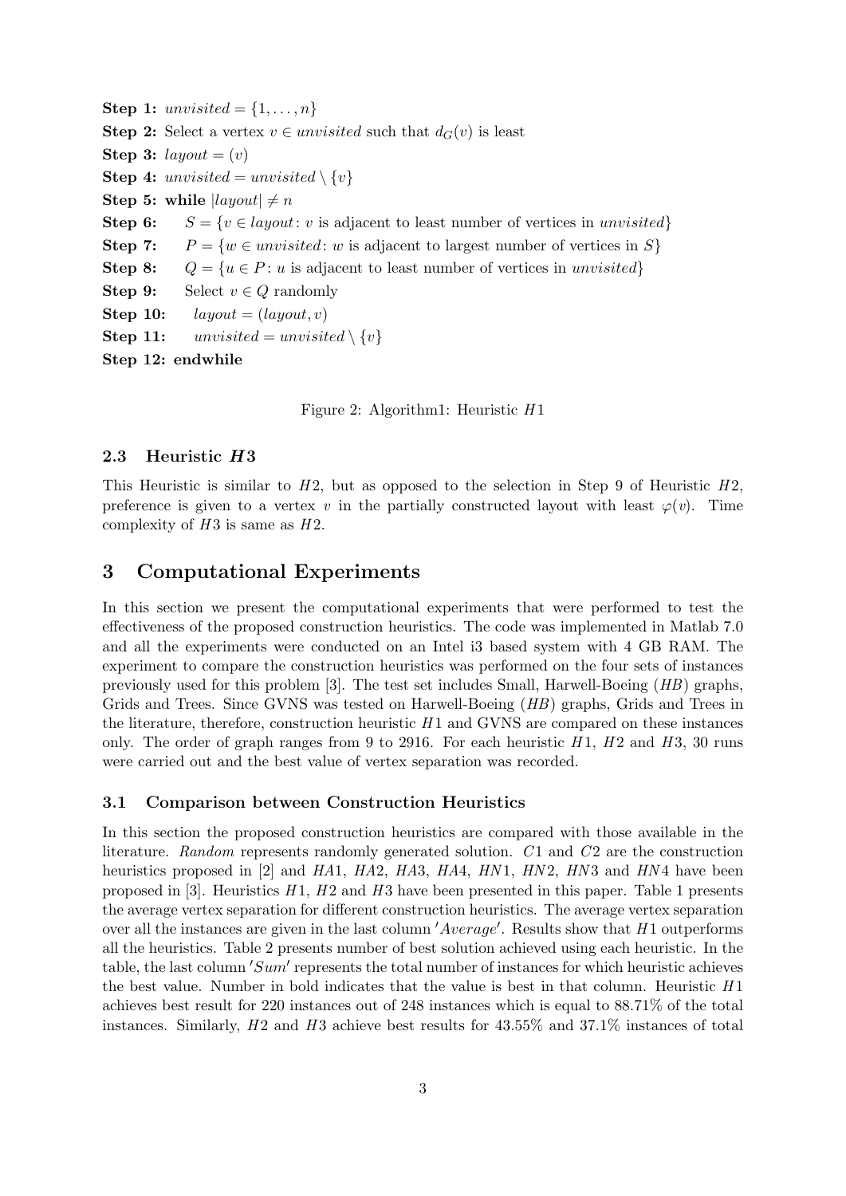**Step 1:** $unvisited = \{1, \ldots, n\}$

**Step 2:** Select a vertex $v \in unvisited$ such that $d_G(v)$ is least

**Step 3:** $layout = (v)$

**Step 4:** $unvisited = unvisited \setminus \{v\}$

**Step 5:** **while** $|layout| \neq n$

**Step 6:** $S = \{v \in layout \colon v \text{ is adjacent to least number of vertices in } unvisited\}$

**Step 7:** $P = \{w \in unvisited \colon w \text{ is adjacent to largest number of vertices in } S\}$

**Step 8:** $Q = \{u \in P \colon u \text{ is adjacent to least number of vertices in } unvisited\}$

**Step 9:** Select $v \in Q$ randomly

**Step 10:** $layout = (layout, v)$

**Step 11:** $unvisited = unvisited \setminus \{v\}$

**Step 12:** **endwhile**

Figure 2: Algorithm1: Heuristic $H1$

### 2.3 Heuristic $H3$

This Heuristic is similar to $H2$, but as opposed to the selection in Step 9 of Heuristic $H2$, preference is given to a vertex $v$ in the partially constructed layout with least $\varphi(v)$. Time complexity of $H3$ is same as $H2$.

## 3 Computational Experiments

In this section we present the computational experiments that were performed to test the effectiveness of the proposed construction heuristics. The code was implemented in Matlab 7.0 and all the experiments were conducted on an Intel i3 based system with 4 GB RAM. The experiment to compare the construction heuristics was performed on the four sets of instances previously used for this problem [3]. The test set includes Small, Harwell-Boeing (*HB*) graphs, Grids and Trees. Since GVNS was tested on Harwell-Boeing (*HB*) graphs, Grids and Trees in the literature, therefore, construction heuristic $H1$ and GVNS are compared on these instances only. The order of graph ranges from 9 to 2916. For each heuristic $H1$, $H2$ and $H3$, 30 runs were carried out and the best value of vertex separation was recorded.

### 3.1 Comparison between Construction Heuristics

In this section the proposed construction heuristics are compared with those available in the literature. *Random* represents randomly generated solution. $C1$ and $C2$ are the construction heuristics proposed in [2] and $HA1$, $HA2$, $HA3$, $HA4$, $HN1$, $HN2$, $HN3$ and $HN4$ have been proposed in [3]. Heuristics $H1$, $H2$ and $H3$ have been presented in this paper. Table 1 presents the average vertex separation for different construction heuristics. The average vertex separation over all the instances are given in the last column $'Average'$. Results show that $H1$ outperforms all the heuristics. Table 2 presents number of best solution achieved using each heuristic. In the table, the last column $'Sum'$ represents the total number of instances for which heuristic achieves the best value. Number in bold indicates that the value is best in that column. Heuristic $H1$ achieves best result for 220 instances out of 248 instances which is equal to 88.71% of the total instances. Similarly, $H2$ and $H3$ achieve best results for 43.55% and 37.1% instances of total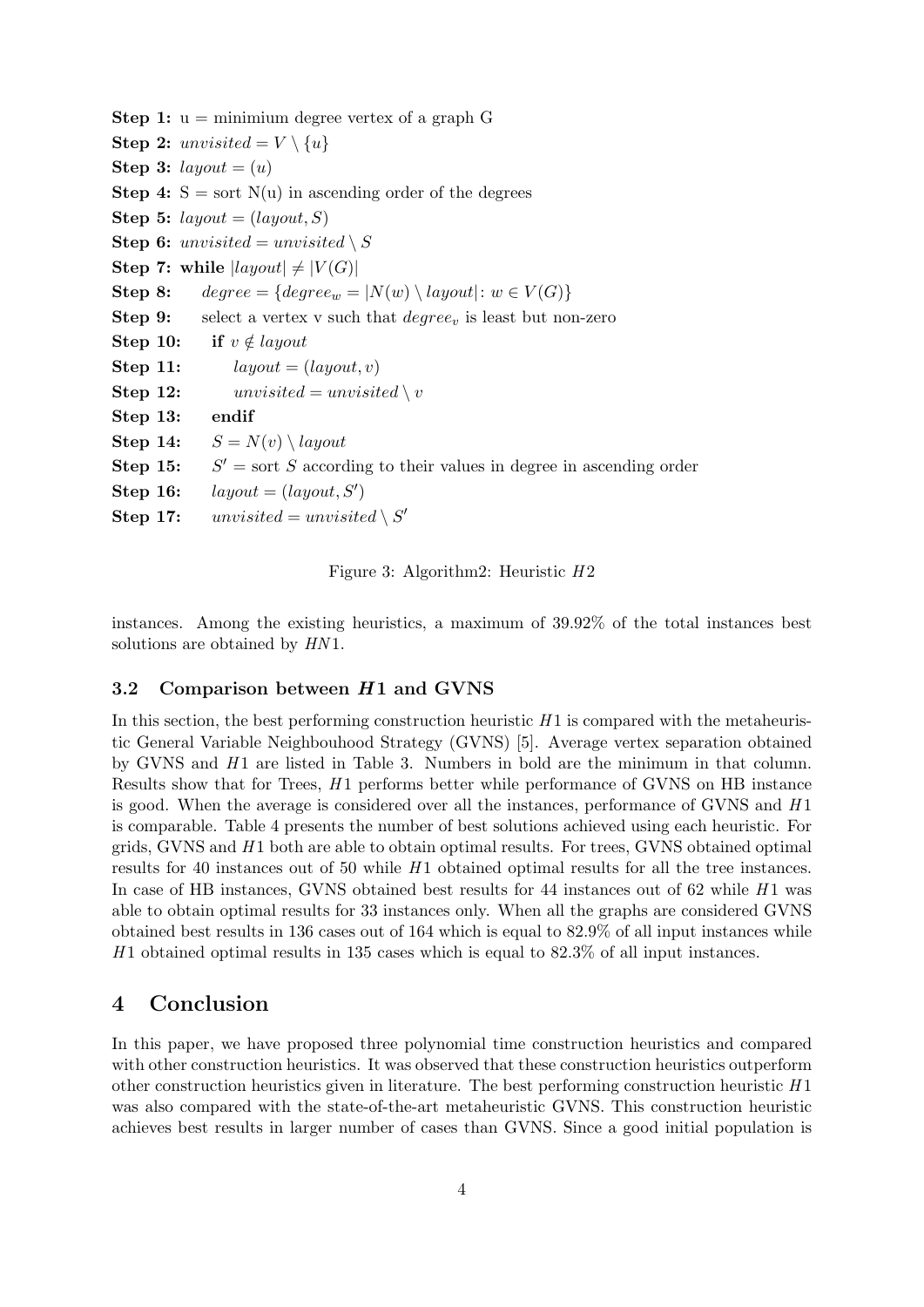**Step 1:** u = minimium degree vertex of a graph G
**Step 2:** $unvisited = V \setminus \{u\}$
**Step 3:** $layout = (u)$
**Step 4:** S = sort N(u) in ascending order of the degrees
**Step 5:** $layout = (layout, S)$
**Step 6:** $unvisited = unvisited \setminus S$
**Step 7:** **while** $|layout| \neq |V(G)|$
**Step 8:** $degree = \{degree_w = |N(w) \setminus layout| \colon w \in V(G)\}$
**Step 9:** select a vertex v such that $degree_v$ is least but non-zero
**Step 10:** **if** $v \notin layout$
**Step 11:** $layout = (layout, v)$
**Step 12:** $unvisited = unvisited \setminus v$
**Step 13:** **endif**
**Step 14:** $S = N(v) \setminus layout$
**Step 15:** $S'$ = sort $S$ according to their values in degree in ascending order
**Step 16:** $layout = (layout, S')$
**Step 17:** $unvisited = unvisited \setminus S'$

Figure 3: Algorithm2: Heuristic $H2$

instances. Among the existing heuristics, a maximum of 39.92% of the total instances best solutions are obtained by $HN1$.

### 3.2 Comparison between $H1$ and GVNS

In this section, the best performing construction heuristic $H1$ is compared with the metaheuristic General Variable Neighbouhood Strategy (GVNS) [5]. Average vertex separation obtained by GVNS and $H1$ are listed in Table 3. Numbers in bold are the minimum in that column. Results show that for Trees, $H1$ performs better while performance of GVNS on HB instance is good. When the average is considered over all the instances, performance of GVNS and $H1$ is comparable. Table 4 presents the number of best solutions achieved using each heuristic. For grids, GVNS and $H1$ both are able to obtain optimal results. For trees, GVNS obtained optimal results for 40 instances out of 50 while $H1$ obtained optimal results for all the tree instances. In case of HB instances, GVNS obtained best results for 44 instances out of 62 while $H1$ was able to obtain optimal results for 33 instances only. When all the graphs are considered GVNS obtained best results in 136 cases out of 164 which is equal to 82.9% of all input instances while $H1$ obtained optimal results in 135 cases which is equal to 82.3% of all input instances.

## 4 Conclusion

In this paper, we have proposed three polynomial time construction heuristics and compared with other construction heuristics. It was observed that these construction heuristics outperform other construction heuristics given in literature. The best performing construction heuristic $H1$ was also compared with the state-of-the-art metaheuristic GVNS. This construction heuristic achieves best results in larger number of cases than GVNS. Since a good initial population is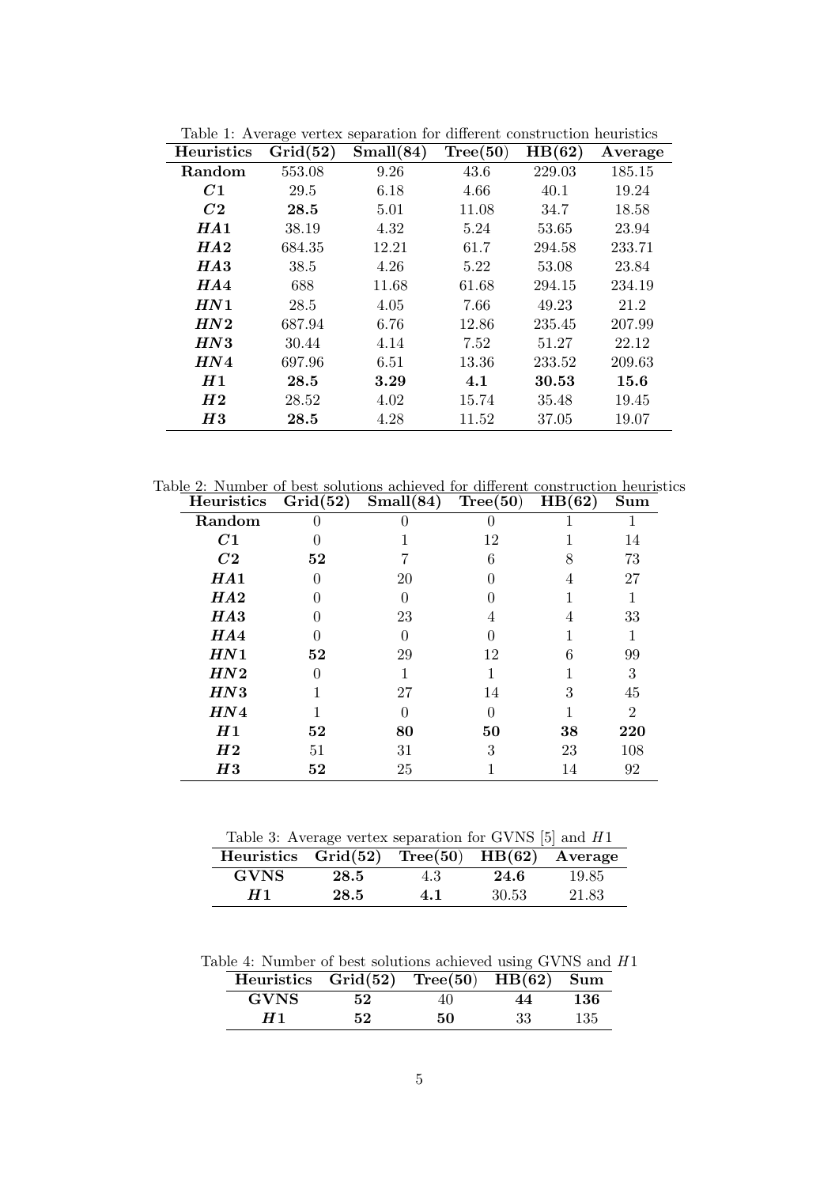Table 1: Average vertex separation for different construction heuristics

| Heuristics | Grid(52) | Small(84) | Tree(50) | HB(62) | Average |
|---|---|---|---|---|---|
| **Random** | 553.08 | 9.26 | 43.6 | 229.03 | 185.15 |
| ***C*1** | 29.5 | 6.18 | 4.66 | 40.1 | 19.24 |
| ***C*2** | **28.5** | 5.01 | 11.08 | 34.7 | 18.58 |
| ***HA*1** | 38.19 | 4.32 | 5.24 | 53.65 | 23.94 |
| ***HA*2** | 684.35 | 12.21 | 61.7 | 294.58 | 233.71 |
| ***HA*3** | 38.5 | 4.26 | 5.22 | 53.08 | 23.84 |
| ***HA*4** | 688 | 11.68 | 61.68 | 294.15 | 234.19 |
| ***HN*1** | 28.5 | 4.05 | 7.66 | 49.23 | 21.2 |
| ***HN*2** | 687.94 | 6.76 | 12.86 | 235.45 | 207.99 |
| ***HN*3** | 30.44 | 4.14 | 7.52 | 51.27 | 22.12 |
| ***HN*4** | 697.96 | 6.51 | 13.36 | 233.52 | 209.63 |
| ***H*1** | **28.5** | **3.29** | **4.1** | **30.53** | **15.6** |
| ***H*2** | 28.52 | 4.02 | 15.74 | 35.48 | 19.45 |
| ***H*3** | **28.5** | 4.28 | 11.52 | 37.05 | 19.07 |

Table 2: Number of best solutions achieved for different construction heuristics

| Heuristics | Grid(52) | Small(84) | Tree(50) | HB(62) | Sum |
|---|---|---|---|---|---|
| **Random** | 0 | 0 | 0 | 1 | 1 |
| ***C*1** | 0 | 1 | 12 | 1 | 14 |
| ***C*2** | **52** | 7 | 6 | 8 | 73 |
| ***HA*1** | 0 | 20 | 0 | 4 | 27 |
| ***HA*2** | 0 | 0 | 0 | 1 | 1 |
| ***HA*3** | 0 | 23 | 4 | 4 | 33 |
| ***HA*4** | 0 | 0 | 0 | 1 | 1 |
| ***HN*1** | **52** | 29 | 12 | 6 | 99 |
| ***HN*2** | 0 | 1 | 1 | 1 | 3 |
| ***HN*3** | 1 | 27 | 14 | 3 | 45 |
| ***HN*4** | 1 | 0 | 0 | 1 | 2 |
| ***H*1** | **52** | **80** | **50** | **38** | **220** |
| ***H*2** | 51 | 31 | 3 | 23 | 108 |
| ***H*3** | **52** | 25 | 1 | 14 | 92 |

Table 3: Average vertex separation for GVNS [5] and $H1$

| Heuristics | Grid(52) | Tree(50) | HB(62) | Average |
|---|---|---|---|---|
| **GVNS** | **28.5** | 4.3 | **24.6** | 19.85 |
| ***H*1** | **28.5** | **4.1** | 30.53 | 21.83 |

Table 4: Number of best solutions achieved using GVNS and $H1$

| Heuristics | Grid(52) | Tree(50) | HB(62) | Sum |
|---|---|---|---|---|
| **GVNS** | **52** | 40 | **44** | **136** |
| ***H*1** | **52** | **50** | 33 | 135 |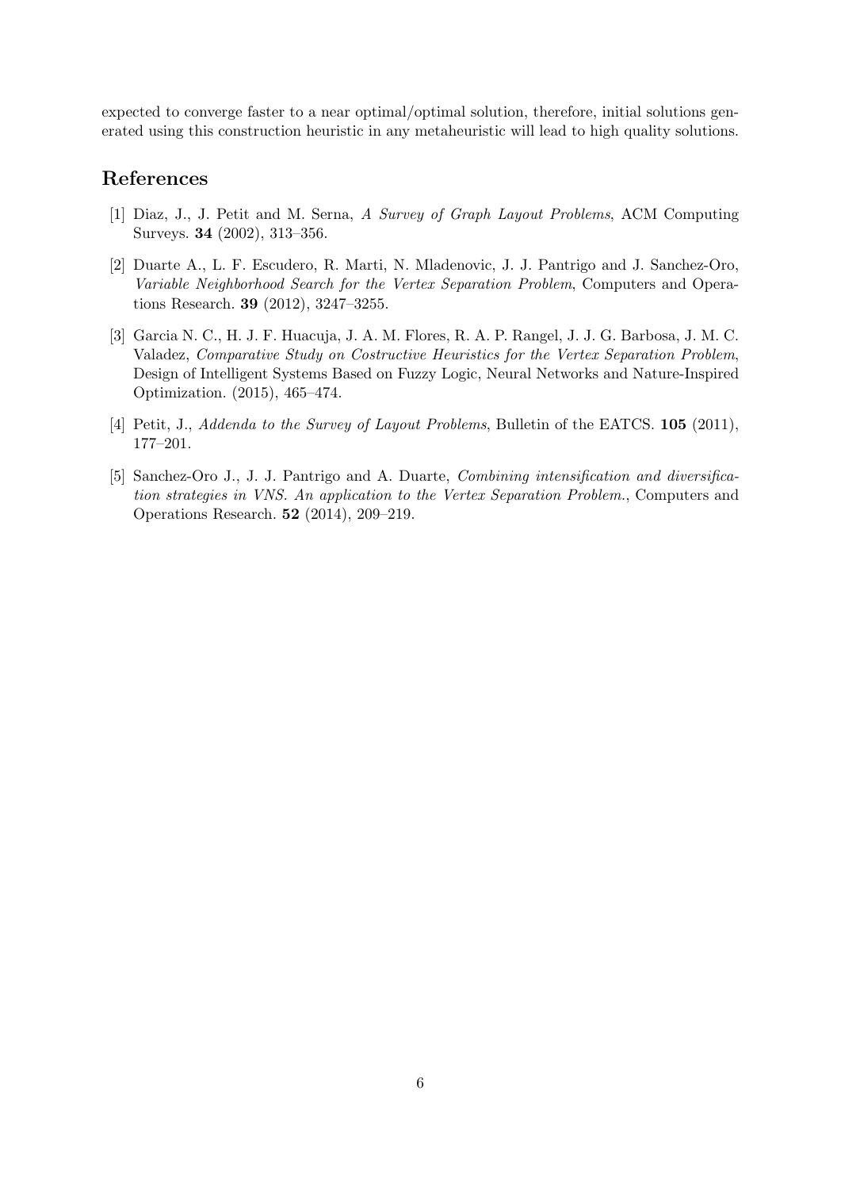expected to converge faster to a near optimal/optimal solution, therefore, initial solutions generated using this construction heuristic in any metaheuristic will lead to high quality solutions.

## References

[1] Diaz, J., J. Petit and M. Serna, *A Survey of Graph Layout Problems*, ACM Computing Surveys. **34** (2002), 313–356.

[2] Duarte A., L. F. Escudero, R. Marti, N. Mladenovic, J. J. Pantrigo and J. Sanchez-Oro, *Variable Neighborhood Search for the Vertex Separation Problem*, Computers and Operations Research. **39** (2012), 3247–3255.

[3] Garcia N. C., H. J. F. Huacuja, J. A. M. Flores, R. A. P. Rangel, J. J. G. Barbosa, J. M. C. Valadez, *Comparative Study on Costructive Heuristics for the Vertex Separation Problem*, Design of Intelligent Systems Based on Fuzzy Logic, Neural Networks and Nature-Inspired Optimization. (2015), 465–474.

[4] Petit, J., *Addenda to the Survey of Layout Problems*, Bulletin of the EATCS. **105** (2011), 177–201.

[5] Sanchez-Oro J., J. J. Pantrigo and A. Duarte, *Combining intensification and diversification strategies in VNS. An application to the Vertex Separation Problem.*, Computers and Operations Research. **52** (2014), 209–219.